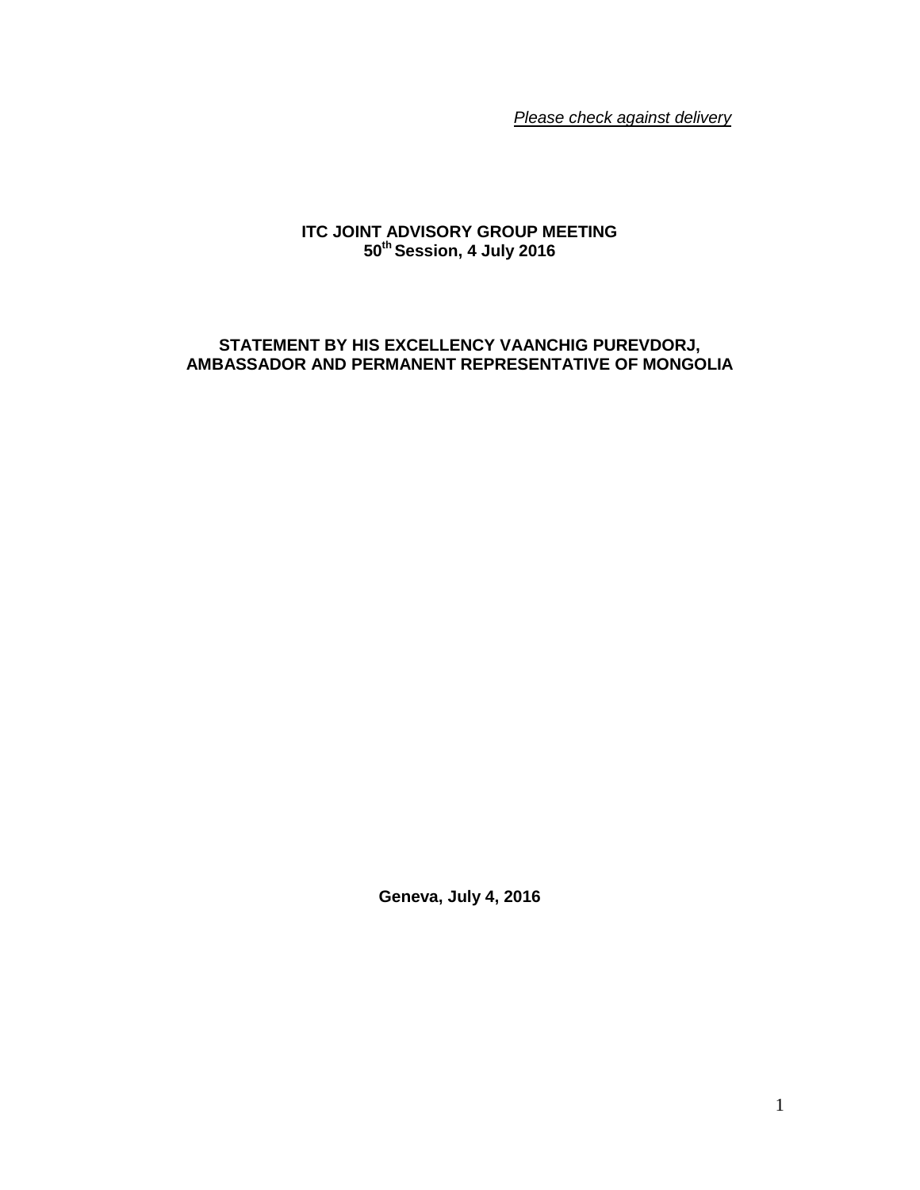*Please check against delivery*

**ITC JOINT ADVISORY GROUP MEETING**
**50th Session, 4 July 2016**

**STATEMENT BY HIS EXCELLENCY VAANCHIG PUREVDORJ,**
**AMBASSADOR AND PERMANENT REPRESENTATIVE OF MONGOLIA**

**Geneva, July 4, 2016**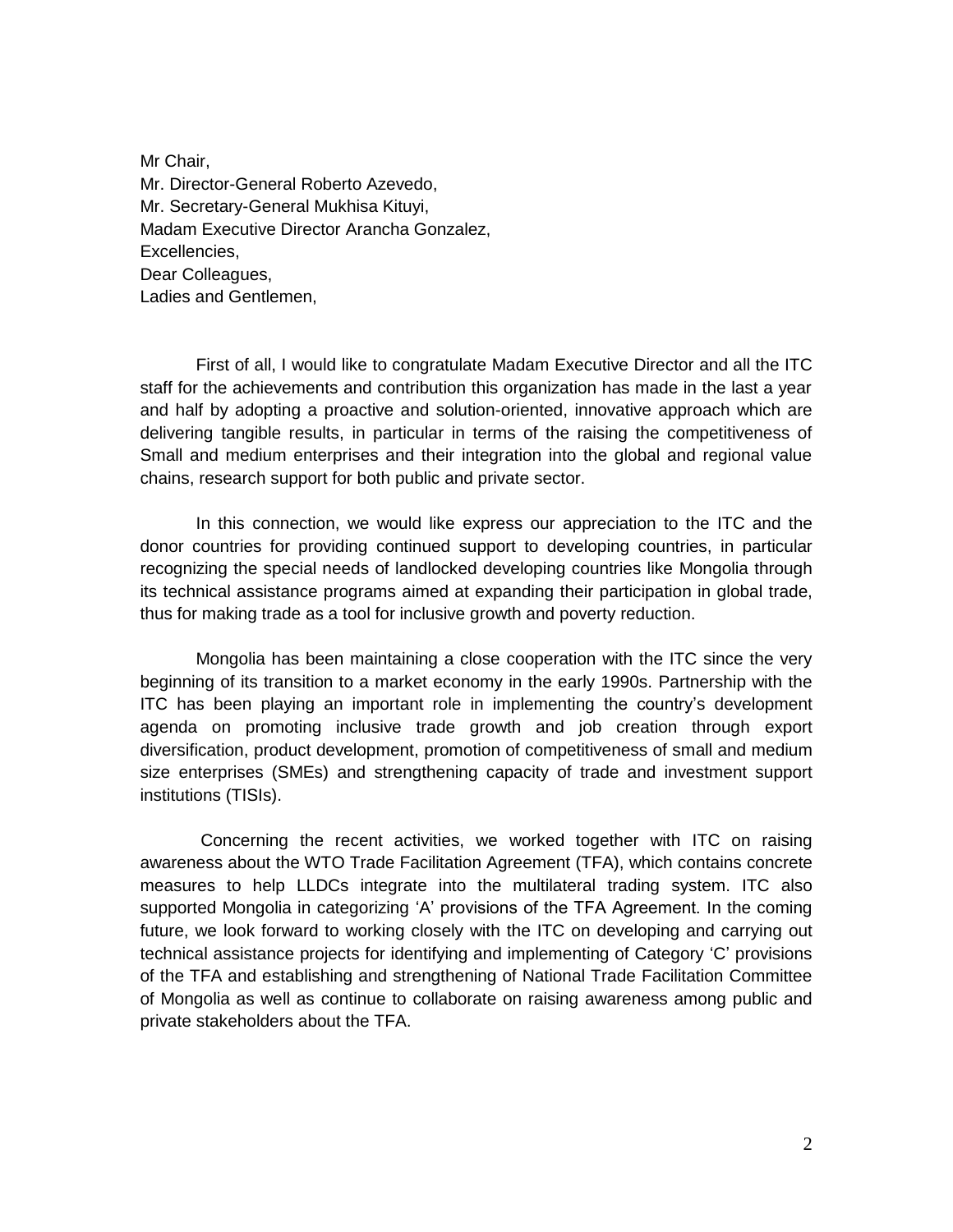Mr Chair,
Mr. Director-General Roberto Azevedo,
Mr. Secretary-General Mukhisa Kituyi,
Madam Executive Director Arancha Gonzalez,
Excellencies,
Dear Colleagues,
Ladies and Gentlemen,

First of all, I would like to congratulate Madam Executive Director and all the ITC staff for the achievements and contribution this organization has made in the last a year and half by adopting a proactive and solution-oriented, innovative approach which are delivering tangible results, in particular in terms of the raising the competitiveness of Small and medium enterprises and their integration into the global and regional value chains, research support for both public and private sector.

In this connection, we would like express our appreciation to the ITC and the donor countries for providing continued support to developing countries, in particular recognizing the special needs of landlocked developing countries like Mongolia through its technical assistance programs aimed at expanding their participation in global trade, thus for making trade as a tool for inclusive growth and poverty reduction.

Mongolia has been maintaining a close cooperation with the ITC since the very beginning of its transition to a market economy in the early 1990s. Partnership with the ITC has been playing an important role in implementing the country's development agenda on promoting inclusive trade growth and job creation through export diversification, product development, promotion of competitiveness of small and medium size enterprises (SMEs) and strengthening capacity of trade and investment support institutions (TISIs).

Concerning the recent activities, we worked together with ITC on raising awareness about the WTO Trade Facilitation Agreement (TFA), which contains concrete measures to help LLDCs integrate into the multilateral trading system. ITC also supported Mongolia in categorizing 'A' provisions of the TFA Agreement. In the coming future, we look forward to working closely with the ITC on developing and carrying out technical assistance projects for identifying and implementing of Category 'C' provisions of the TFA and establishing and strengthening of National Trade Facilitation Committee of Mongolia as well as continue to collaborate on raising awareness among public and private stakeholders about the TFA.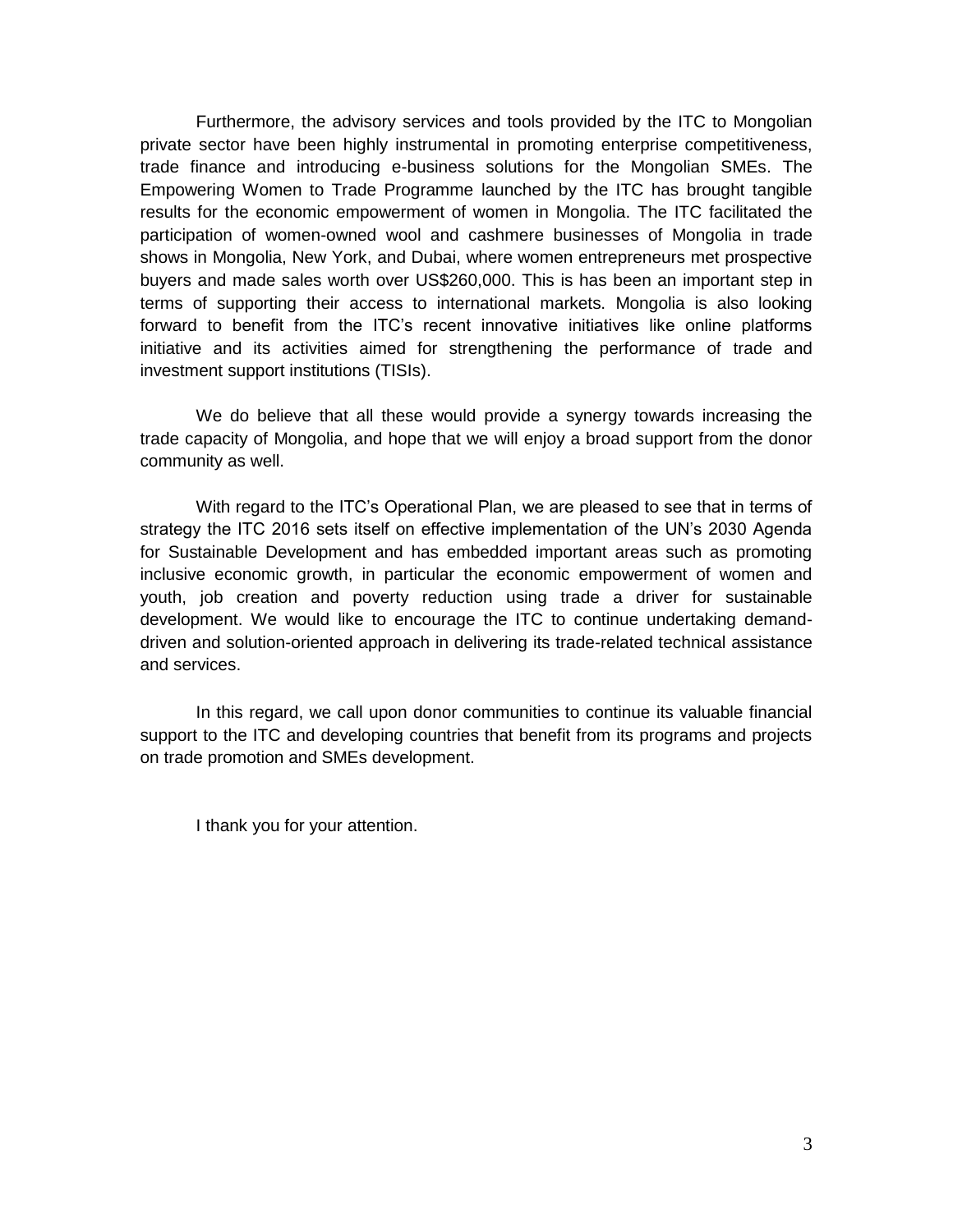Furthermore, the advisory services and tools provided by the ITC to Mongolian private sector have been highly instrumental in promoting enterprise competitiveness, trade finance and introducing e-business solutions for the Mongolian SMEs. The Empowering Women to Trade Programme launched by the ITC has brought tangible results for the economic empowerment of women in Mongolia. The ITC facilitated the participation of women-owned wool and cashmere businesses of Mongolia in trade shows in Mongolia, New York, and Dubai, where women entrepreneurs met prospective buyers and made sales worth over US$260,000. This is has been an important step in terms of supporting their access to international markets. Mongolia is also looking forward to benefit from the ITC's recent innovative initiatives like online platforms initiative and its activities aimed for strengthening the performance of trade and investment support institutions (TISIs).

We do believe that all these would provide a synergy towards increasing the trade capacity of Mongolia, and hope that we will enjoy a broad support from the donor community as well.

With regard to the ITC's Operational Plan, we are pleased to see that in terms of strategy the ITC 2016 sets itself on effective implementation of the UN's 2030 Agenda for Sustainable Development and has embedded important areas such as promoting inclusive economic growth, in particular the economic empowerment of women and youth, job creation and poverty reduction using trade a driver for sustainable development. We would like to encourage the ITC to continue undertaking demand-driven and solution-oriented approach in delivering its trade-related technical assistance and services.

In this regard, we call upon donor communities to continue its valuable financial support to the ITC and developing countries that benefit from its programs and projects on trade promotion and SMEs development.

I thank you for your attention.